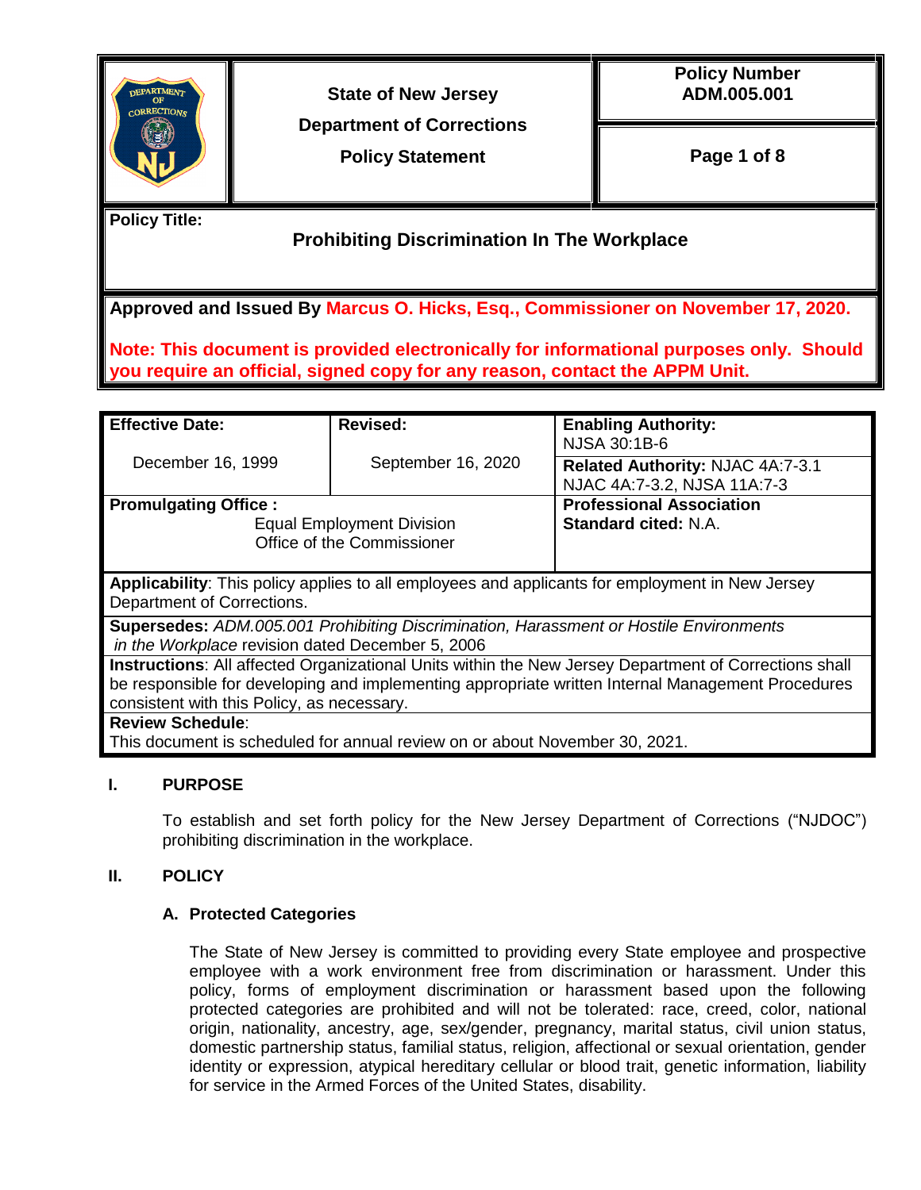| State of New Jersey<br>Department of Corrections<br>Policy Statement | Policy Number<br>ADM.005.001 |
|---|---|

**Policy Title:**

## Prohibiting Discrimination In The Workplace

**Approved and Issued By Marcus O. Hicks, Esq., Commissioner on November 17, 2020.**

**Note: This document is provided electronically for informational purposes only. Should you require an official, signed copy for any reason, contact the APPM Unit.**

| **Effective Date:** | **Revised:** | **Enabling Authority:** NJSA 30:1B-6 |
|---|---|---|
| December 16, 1999 | September 16, 2020 | **Related Authority:** NJAC 4A:7-3.1 NJAC 4A:7-3.2, NJSA 11A:7-3 |
| **Promulgating Office :** Equal Employment Division Office of the Commissioner | | **Professional Association Standard cited:** N.A. |

**Applicability**: This policy applies to all employees and applicants for employment in New Jersey Department of Corrections.

**Supersedes:** *ADM.005.001 Prohibiting Discrimination, Harassment or Hostile Environments in the Workplace* revision dated December 5, 2006

**Instructions**: All affected Organizational Units within the New Jersey Department of Corrections shall be responsible for developing and implementing appropriate written Internal Management Procedures consistent with this Policy, as necessary.

**Review Schedule**:
This document is scheduled for annual review on or about November 30, 2021.

## I. PURPOSE

To establish and set forth policy for the New Jersey Department of Corrections ("NJDOC") prohibiting discrimination in the workplace.

## II. POLICY

### A. Protected Categories

The State of New Jersey is committed to providing every State employee and prospective employee with a work environment free from discrimination or harassment. Under this policy, forms of employment discrimination or harassment based upon the following protected categories are prohibited and will not be tolerated: race, creed, color, national origin, nationality, ancestry, age, sex/gender, pregnancy, marital status, civil union status, domestic partnership status, familial status, religion, affectional or sexual orientation, gender identity or expression, atypical hereditary cellular or blood trait, genetic information, liability for service in the Armed Forces of the United States, disability.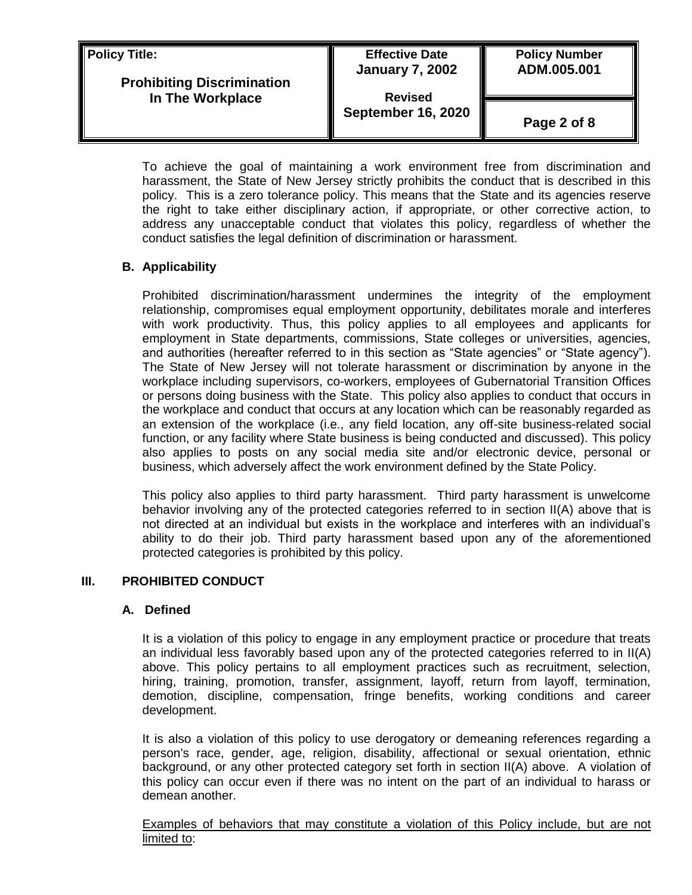To achieve the goal of maintaining a work environment free from discrimination and harassment, the State of New Jersey strictly prohibits the conduct that is described in this policy. This is a zero tolerance policy. This means that the State and its agencies reserve the right to take either disciplinary action, if appropriate, or other corrective action, to address any unacceptable conduct that violates this policy, regardless of whether the conduct satisfies the legal definition of discrimination or harassment.

### B. Applicability

Prohibited discrimination/harassment undermines the integrity of the employment relationship, compromises equal employment opportunity, debilitates morale and interferes with work productivity. Thus, this policy applies to all employees and applicants for employment in State departments, commissions, State colleges or universities, agencies, and authorities (hereafter referred to in this section as "State agencies" or "State agency"). The State of New Jersey will not tolerate harassment or discrimination by anyone in the workplace including supervisors, co-workers, employees of Gubernatorial Transition Offices or persons doing business with the State. This policy also applies to conduct that occurs in the workplace and conduct that occurs at any location which can be reasonably regarded as an extension of the workplace (i.e., any field location, any off-site business-related social function, or any facility where State business is being conducted and discussed). This policy also applies to posts on any social media site and/or electronic device, personal or business, which adversely affect the work environment defined by the State Policy.

This policy also applies to third party harassment. Third party harassment is unwelcome behavior involving any of the protected categories referred to in section II(A) above that is not directed at an individual but exists in the workplace and interferes with an individual's ability to do their job. Third party harassment based upon any of the aforementioned protected categories is prohibited by this policy.

## III. PROHIBITED CONDUCT

### A. Defined

It is a violation of this policy to engage in any employment practice or procedure that treats an individual less favorably based upon any of the protected categories referred to in II(A) above. This policy pertains to all employment practices such as recruitment, selection, hiring, training, promotion, transfer, assignment, layoff, return from layoff, termination, demotion, discipline, compensation, fringe benefits, working conditions and career development.

It is also a violation of this policy to use derogatory or demeaning references regarding a person's race, gender, age, religion, disability, affectional or sexual orientation, ethnic background, or any other protected category set forth in section II(A) above. A violation of this policy can occur even if there was no intent on the part of an individual to harass or demean another.

<u>Examples of behaviors that may constitute a violation of this Policy include, but are not limited to</u>: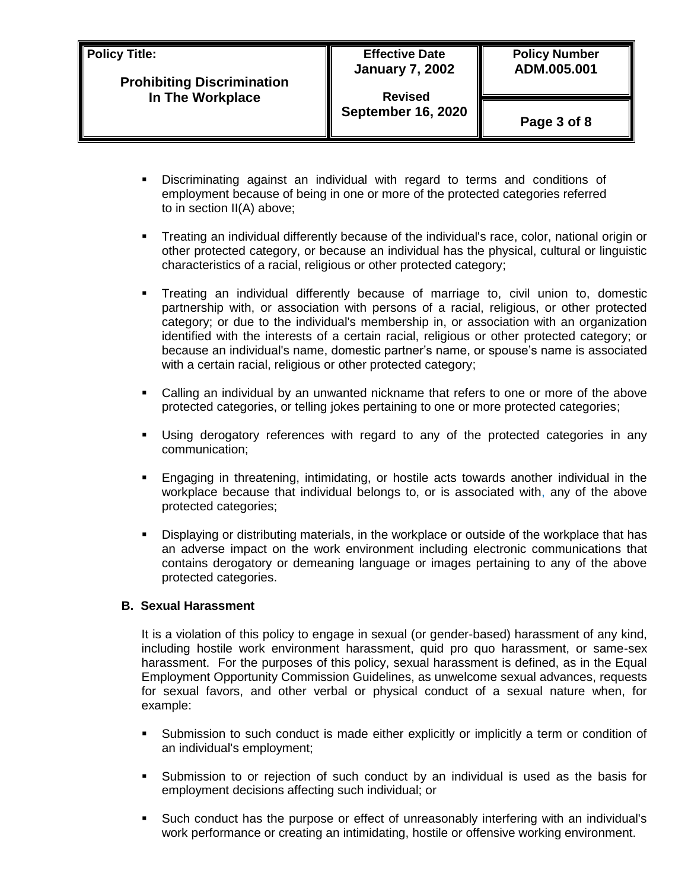- Discriminating against an individual with regard to terms and conditions of employment because of being in one or more of the protected categories referred to in section II(A) above;
- Treating an individual differently because of the individual's race, color, national origin or other protected category, or because an individual has the physical, cultural or linguistic characteristics of a racial, religious or other protected category;
- Treating an individual differently because of marriage to, civil union to, domestic partnership with, or association with persons of a racial, religious, or other protected category; or due to the individual's membership in, or association with an organization identified with the interests of a certain racial, religious or other protected category; or because an individual's name, domestic partner's name, or spouse's name is associated with a certain racial, religious or other protected category;
- Calling an individual by an unwanted nickname that refers to one or more of the above protected categories, or telling jokes pertaining to one or more protected categories;
- Using derogatory references with regard to any of the protected categories in any communication;
- Engaging in threatening, intimidating, or hostile acts towards another individual in the workplace because that individual belongs to, or is associated with, any of the above protected categories;
- Displaying or distributing materials, in the workplace or outside of the workplace that has an adverse impact on the work environment including electronic communications that contains derogatory or demeaning language or images pertaining to any of the above protected categories.

### B. Sexual Harassment

It is a violation of this policy to engage in sexual (or gender-based) harassment of any kind, including hostile work environment harassment, quid pro quo harassment, or same-sex harassment. For the purposes of this policy, sexual harassment is defined, as in the Equal Employment Opportunity Commission Guidelines, as unwelcome sexual advances, requests for sexual favors, and other verbal or physical conduct of a sexual nature when, for example:

- Submission to such conduct is made either explicitly or implicitly a term or condition of an individual's employment;
- Submission to or rejection of such conduct by an individual is used as the basis for employment decisions affecting such individual; or
- Such conduct has the purpose or effect of unreasonably interfering with an individual's work performance or creating an intimidating, hostile or offensive working environment.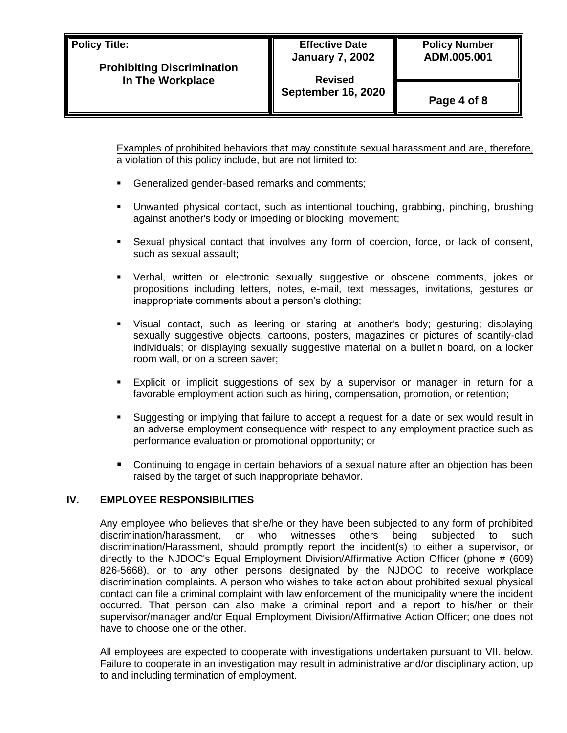Examples of prohibited behaviors that may constitute sexual harassment and are, therefore, a violation of this policy include, but are not limited to:

- Generalized gender-based remarks and comments;
- Unwanted physical contact, such as intentional touching, grabbing, pinching, brushing against another's body or impeding or blocking movement;
- Sexual physical contact that involves any form of coercion, force, or lack of consent, such as sexual assault;
- Verbal, written or electronic sexually suggestive or obscene comments, jokes or propositions including letters, notes, e-mail, text messages, invitations, gestures or inappropriate comments about a person's clothing;
- Visual contact, such as leering or staring at another's body; gesturing; displaying sexually suggestive objects, cartoons, posters, magazines or pictures of scantily-clad individuals; or displaying sexually suggestive material on a bulletin board, on a locker room wall, or on a screen saver;
- Explicit or implicit suggestions of sex by a supervisor or manager in return for a favorable employment action such as hiring, compensation, promotion, or retention;
- Suggesting or implying that failure to accept a request for a date or sex would result in an adverse employment consequence with respect to any employment practice such as performance evaluation or promotional opportunity; or
- Continuing to engage in certain behaviors of a sexual nature after an objection has been raised by the target of such inappropriate behavior.

## IV. EMPLOYEE RESPONSIBILITIES

Any employee who believes that she/he or they have been subjected to any form of prohibited discrimination/harassment, or who witnesses others being subjected to such discrimination/Harassment, should promptly report the incident(s) to either a supervisor, or directly to the NJDOC's Equal Employment Division/Affirmative Action Officer (phone # (609) 826-5668), or to any other persons designated by the NJDOC to receive workplace discrimination complaints. A person who wishes to take action about prohibited sexual physical contact can file a criminal complaint with law enforcement of the municipality where the incident occurred. That person can also make a criminal report and a report to his/her or their supervisor/manager and/or Equal Employment Division/Affirmative Action Officer; one does not have to choose one or the other.

All employees are expected to cooperate with investigations undertaken pursuant to VII. below. Failure to cooperate in an investigation may result in administrative and/or disciplinary action, up to and including termination of employment.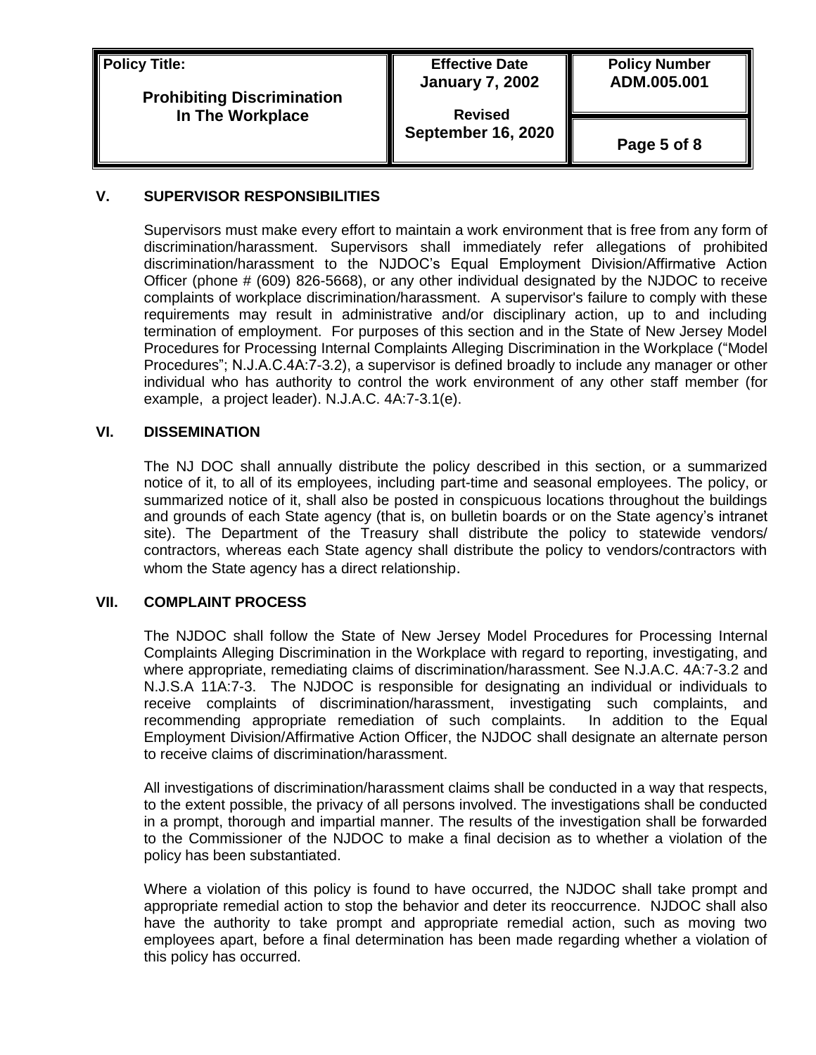## V. SUPERVISOR RESPONSIBILITIES

Supervisors must make every effort to maintain a work environment that is free from any form of discrimination/harassment. Supervisors shall immediately refer allegations of prohibited discrimination/harassment to the NJDOC's Equal Employment Division/Affirmative Action Officer (phone # (609) 826-5668), or any other individual designated by the NJDOC to receive complaints of workplace discrimination/harassment. A supervisor's failure to comply with these requirements may result in administrative and/or disciplinary action, up to and including termination of employment. For purposes of this section and in the State of New Jersey Model Procedures for Processing Internal Complaints Alleging Discrimination in the Workplace ("Model Procedures"; N.J.A.C.4A:7-3.2), a supervisor is defined broadly to include any manager or other individual who has authority to control the work environment of any other staff member (for example, a project leader). N.J.A.C. 4A:7-3.1(e).

## VI. DISSEMINATION

The NJ DOC shall annually distribute the policy described in this section, or a summarized notice of it, to all of its employees, including part-time and seasonal employees. The policy, or summarized notice of it, shall also be posted in conspicuous locations throughout the buildings and grounds of each State agency (that is, on bulletin boards or on the State agency's intranet site). The Department of the Treasury shall distribute the policy to statewide vendors/ contractors, whereas each State agency shall distribute the policy to vendors/contractors with whom the State agency has a direct relationship.

## VII. COMPLAINT PROCESS

The NJDOC shall follow the State of New Jersey Model Procedures for Processing Internal Complaints Alleging Discrimination in the Workplace with regard to reporting, investigating, and where appropriate, remediating claims of discrimination/harassment. See N.J.A.C. 4A:7-3.2 and N.J.S.A 11A:7-3. The NJDOC is responsible for designating an individual or individuals to receive complaints of discrimination/harassment, investigating such complaints, and recommending appropriate remediation of such complaints. In addition to the Equal Employment Division/Affirmative Action Officer, the NJDOC shall designate an alternate person to receive claims of discrimination/harassment.

All investigations of discrimination/harassment claims shall be conducted in a way that respects, to the extent possible, the privacy of all persons involved. The investigations shall be conducted in a prompt, thorough and impartial manner. The results of the investigation shall be forwarded to the Commissioner of the NJDOC to make a final decision as to whether a violation of the policy has been substantiated.

Where a violation of this policy is found to have occurred, the NJDOC shall take prompt and appropriate remedial action to stop the behavior and deter its reoccurrence. NJDOC shall also have the authority to take prompt and appropriate remedial action, such as moving two employees apart, before a final determination has been made regarding whether a violation of this policy has occurred.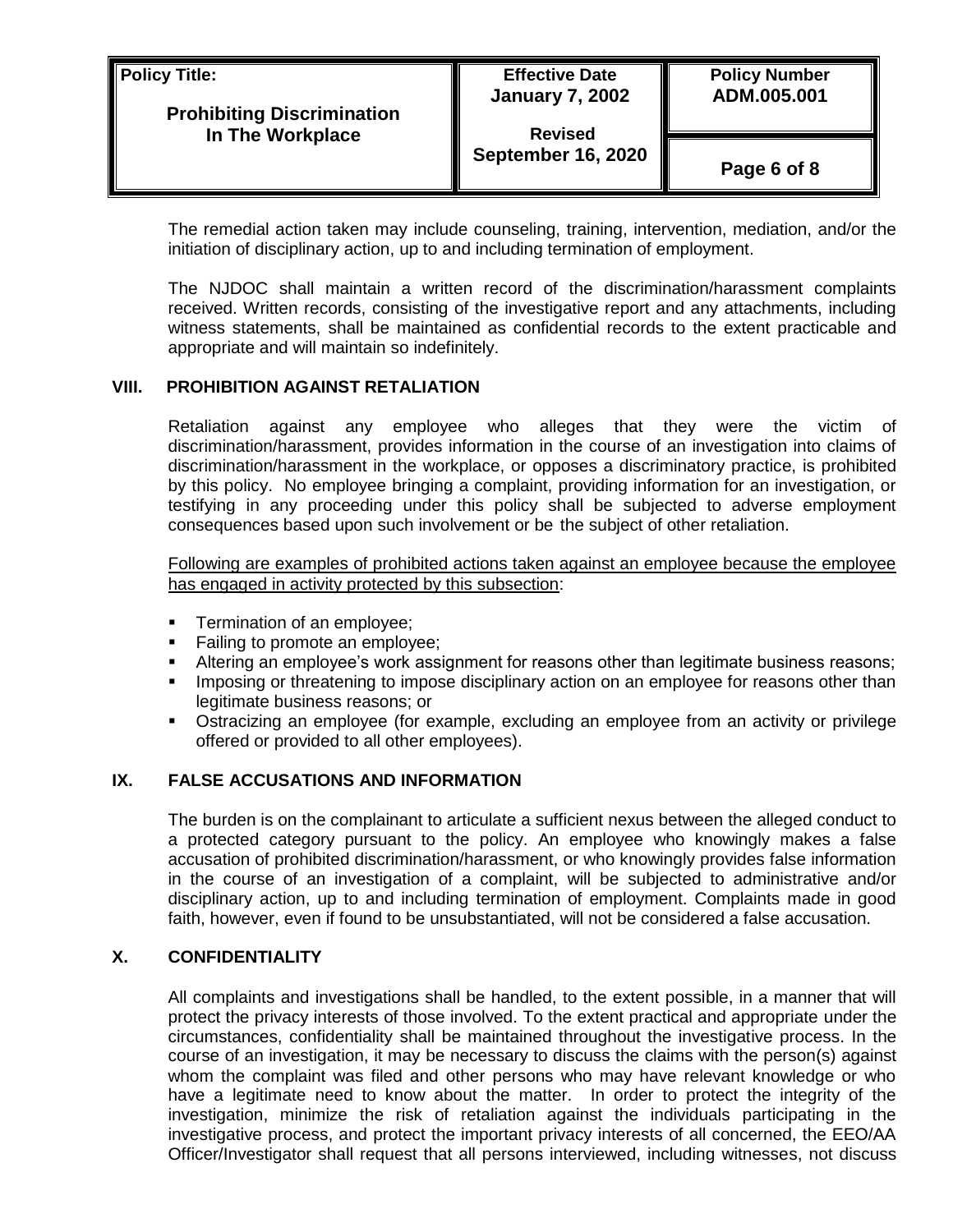The remedial action taken may include counseling, training, intervention, mediation, and/or the initiation of disciplinary action, up to and including termination of employment.

The NJDOC shall maintain a written record of the discrimination/harassment complaints received. Written records, consisting of the investigative report and any attachments, including witness statements, shall be maintained as confidential records to the extent practicable and appropriate and will maintain so indefinitely.

## VIII. PROHIBITION AGAINST RETALIATION

Retaliation against any employee who alleges that they were the victim of discrimination/harassment, provides information in the course of an investigation into claims of discrimination/harassment in the workplace, or opposes a discriminatory practice, is prohibited by this policy. No employee bringing a complaint, providing information for an investigation, or testifying in any proceeding under this policy shall be subjected to adverse employment consequences based upon such involvement or be the subject of other retaliation.

Following are examples of prohibited actions taken against an employee because the employee has engaged in activity protected by this subsection:

- Termination of an employee;
- Failing to promote an employee;
- Altering an employee's work assignment for reasons other than legitimate business reasons;
- Imposing or threatening to impose disciplinary action on an employee for reasons other than legitimate business reasons; or
- Ostracizing an employee (for example, excluding an employee from an activity or privilege offered or provided to all other employees).

## IX. FALSE ACCUSATIONS AND INFORMATION

The burden is on the complainant to articulate a sufficient nexus between the alleged conduct to a protected category pursuant to the policy. An employee who knowingly makes a false accusation of prohibited discrimination/harassment, or who knowingly provides false information in the course of an investigation of a complaint, will be subjected to administrative and/or disciplinary action, up to and including termination of employment. Complaints made in good faith, however, even if found to be unsubstantiated, will not be considered a false accusation.

## X. CONFIDENTIALITY

All complaints and investigations shall be handled, to the extent possible, in a manner that will protect the privacy interests of those involved. To the extent practical and appropriate under the circumstances, confidentiality shall be maintained throughout the investigative process. In the course of an investigation, it may be necessary to discuss the claims with the person(s) against whom the complaint was filed and other persons who may have relevant knowledge or who have a legitimate need to know about the matter. In order to protect the integrity of the investigation, minimize the risk of retaliation against the individuals participating in the investigative process, and protect the important privacy interests of all concerned, the EEO/AA Officer/Investigator shall request that all persons interviewed, including witnesses, not discuss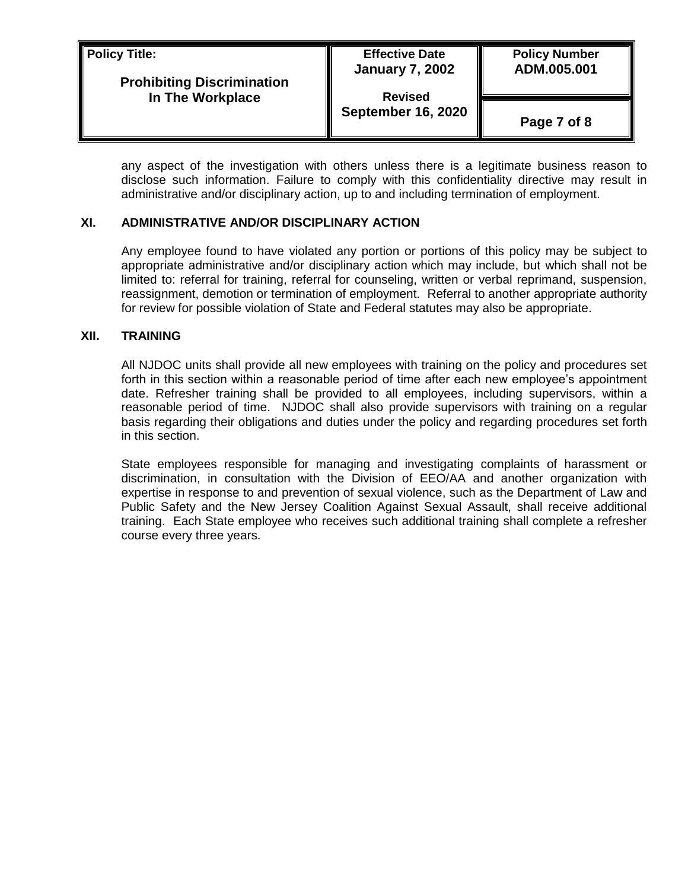any aspect of the investigation with others unless there is a legitimate business reason to disclose such information. Failure to comply with this confidentiality directive may result in administrative and/or disciplinary action, up to and including termination of employment.

## XI. ADMINISTRATIVE AND/OR DISCIPLINARY ACTION

Any employee found to have violated any portion or portions of this policy may be subject to appropriate administrative and/or disciplinary action which may include, but which shall not be limited to: referral for training, referral for counseling, written or verbal reprimand, suspension, reassignment, demotion or termination of employment. Referral to another appropriate authority for review for possible violation of State and Federal statutes may also be appropriate.

## XII. TRAINING

All NJDOC units shall provide all new employees with training on the policy and procedures set forth in this section within a reasonable period of time after each new employee's appointment date. Refresher training shall be provided to all employees, including supervisors, within a reasonable period of time. NJDOC shall also provide supervisors with training on a regular basis regarding their obligations and duties under the policy and regarding procedures set forth in this section.

State employees responsible for managing and investigating complaints of harassment or discrimination, in consultation with the Division of EEO/AA and another organization with expertise in response to and prevention of sexual violence, such as the Department of Law and Public Safety and the New Jersey Coalition Against Sexual Assault, shall receive additional training. Each State employee who receives such additional training shall complete a refresher course every three years.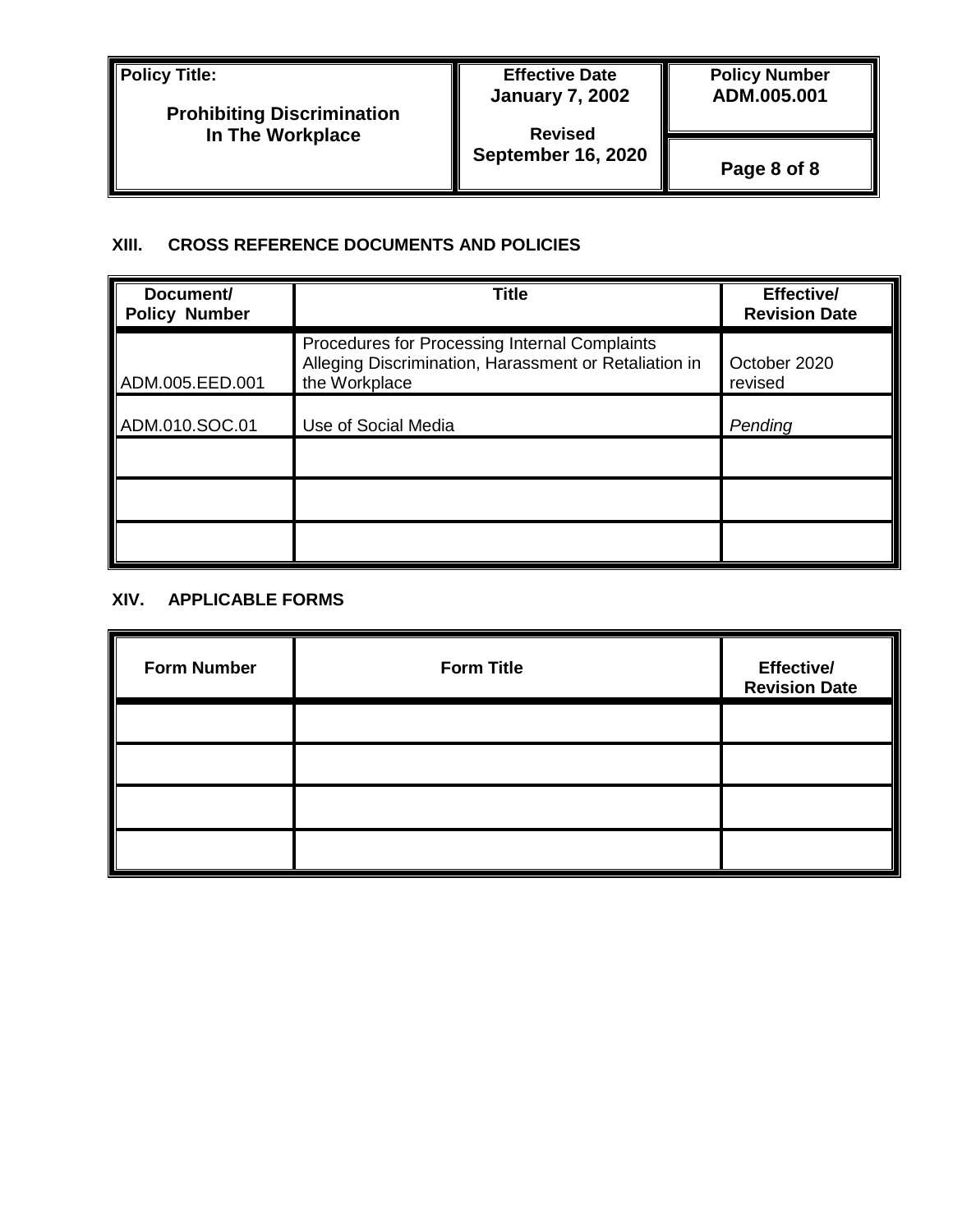## XIII. CROSS REFERENCE DOCUMENTS AND POLICIES

| Document/ Policy Number | Title | Effective/ Revision Date |
|---|---|---|
| ADM.005.EED.001 | Procedures for Processing Internal Complaints Alleging Discrimination, Harassment or Retaliation in the Workplace | October 2020 revised |
| ADM.010.SOC.01 | Use of Social Media | *Pending* |
| | | |
| | | |
| | | |

## XIV. APPLICABLE FORMS

| Form Number | Form Title | Effective/ Revision Date |
|---|---|---|
| | | |
| | | |
| | | |
| | | |